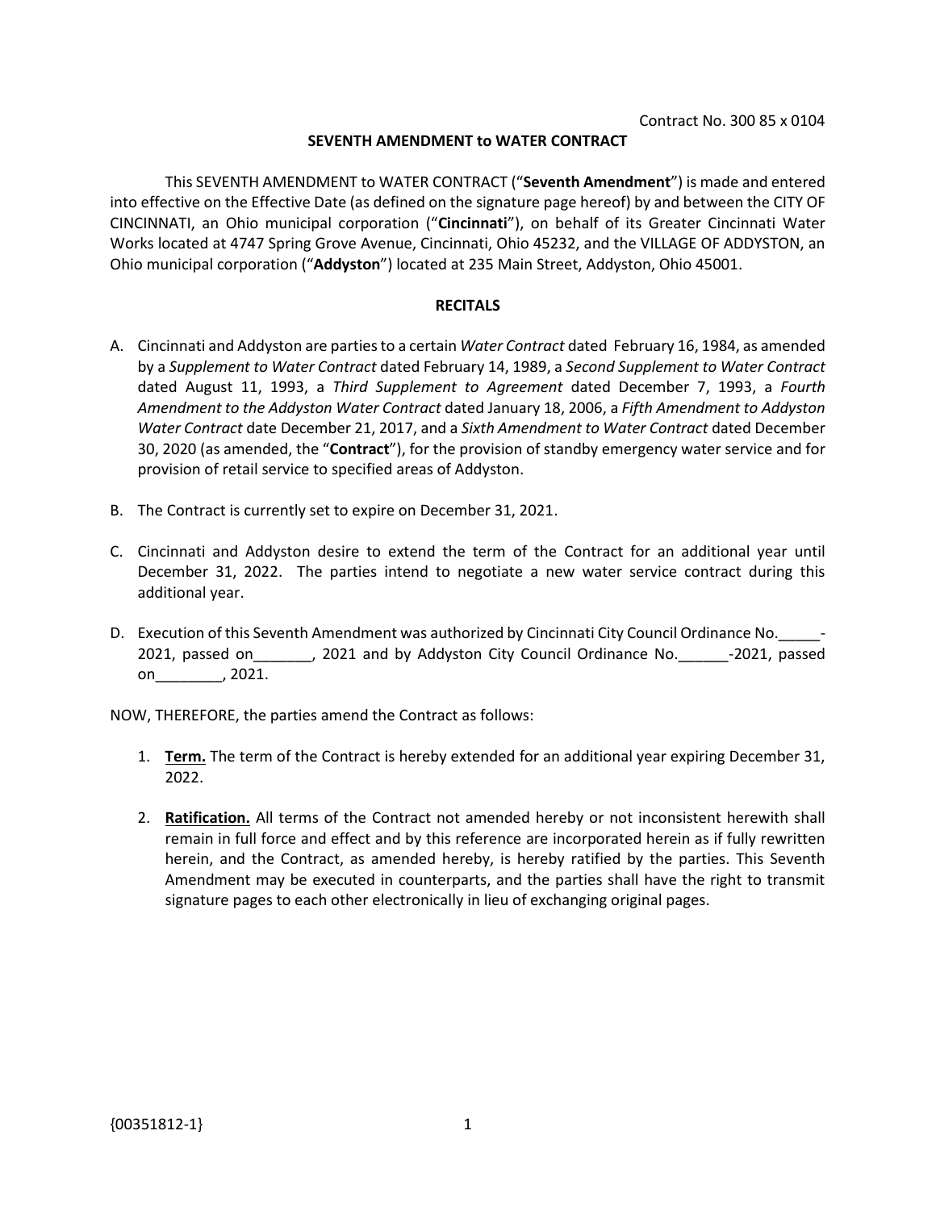Contract No. 300 85 x 0104

# SEVENTH AMENDMENT to WATER CONTRACT

This SEVENTH AMENDMENT to WATER CONTRACT ("**Seventh Amendment**") is made and entered into effective on the Effective Date (as defined on the signature page hereof) by and between the CITY OF CINCINNATI, an Ohio municipal corporation ("**Cincinnati**"), on behalf of its Greater Cincinnati Water Works located at 4747 Spring Grove Avenue, Cincinnati, Ohio 45232, and the VILLAGE OF ADDYSTON, an Ohio municipal corporation ("**Addyston**") located at 235 Main Street, Addyston, Ohio 45001.

## RECITALS

A. Cincinnati and Addyston are parties to a certain *Water Contract* dated February 16, 1984, as amended by a *Supplement to Water Contract* dated February 14, 1989, a *Second Supplement to Water Contract* dated August 11, 1993, a *Third Supplement to Agreement* dated December 7, 1993, a *Fourth Amendment to the Addyston Water Contract* dated January 18, 2006, a *Fifth Amendment to Addyston Water Contract* date December 21, 2017, and a *Sixth Amendment to Water Contract* dated December 30, 2020 (as amended, the "**Contract**"), for the provision of standby emergency water service and for provision of retail service to specified areas of Addyston.

B. The Contract is currently set to expire on December 31, 2021.

C. Cincinnati and Addyston desire to extend the term of the Contract for an additional year until December 31, 2022. The parties intend to negotiate a new water service contract during this additional year.

D. Execution of this Seventh Amendment was authorized by Cincinnati City Council Ordinance No.\_\_\_\_\_-2021, passed on\_\_\_\_\_\_\_, 2021 and by Addyston City Council Ordinance No.\_\_\_\_\_\_-2021, passed on\_\_\_\_\_\_\_\_, 2021.

NOW, THEREFORE, the parties amend the Contract as follows:

1. **Term.** The term of the Contract is hereby extended for an additional year expiring December 31, 2022.

2. **Ratification.** All terms of the Contract not amended hereby or not inconsistent herewith shall remain in full force and effect and by this reference are incorporated herein as if fully rewritten herein, and the Contract, as amended hereby, is hereby ratified by the parties. This Seventh Amendment may be executed in counterparts, and the parties shall have the right to transmit signature pages to each other electronically in lieu of exchanging original pages.

{00351812-1}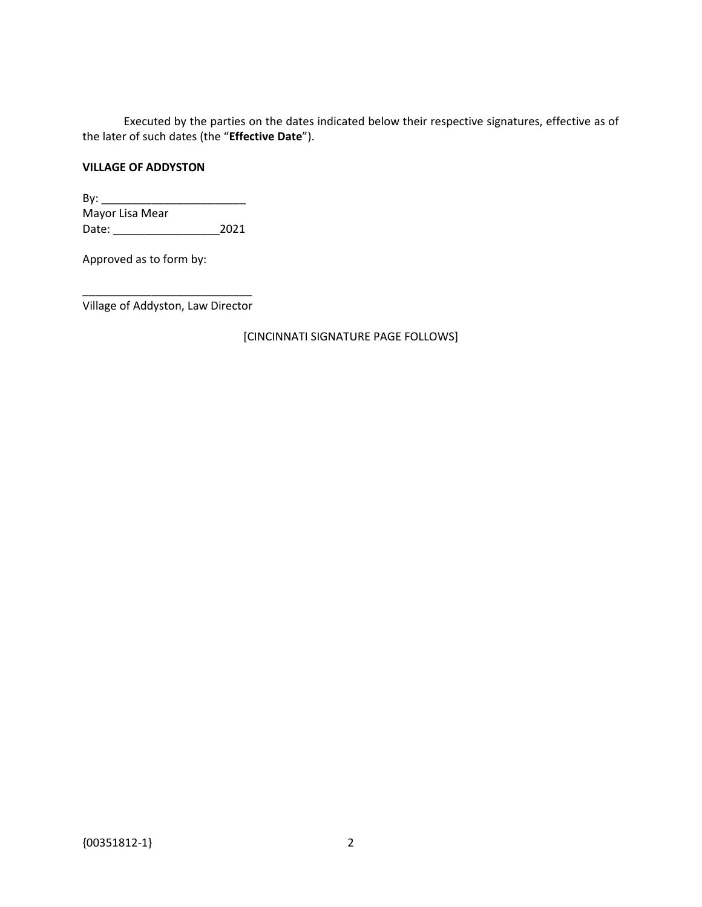Executed by the parties on the dates indicated below their respective signatures, effective as of the later of such dates (the "**Effective Date**").

**VILLAGE OF ADDYSTON**

By: _______________________
Mayor Lisa Mear
Date: _________________2021

Approved as to form by:

___________________________
Village of Addyston, Law Director

[CINCINNATI SIGNATURE PAGE FOLLOWS]

{00351812-1}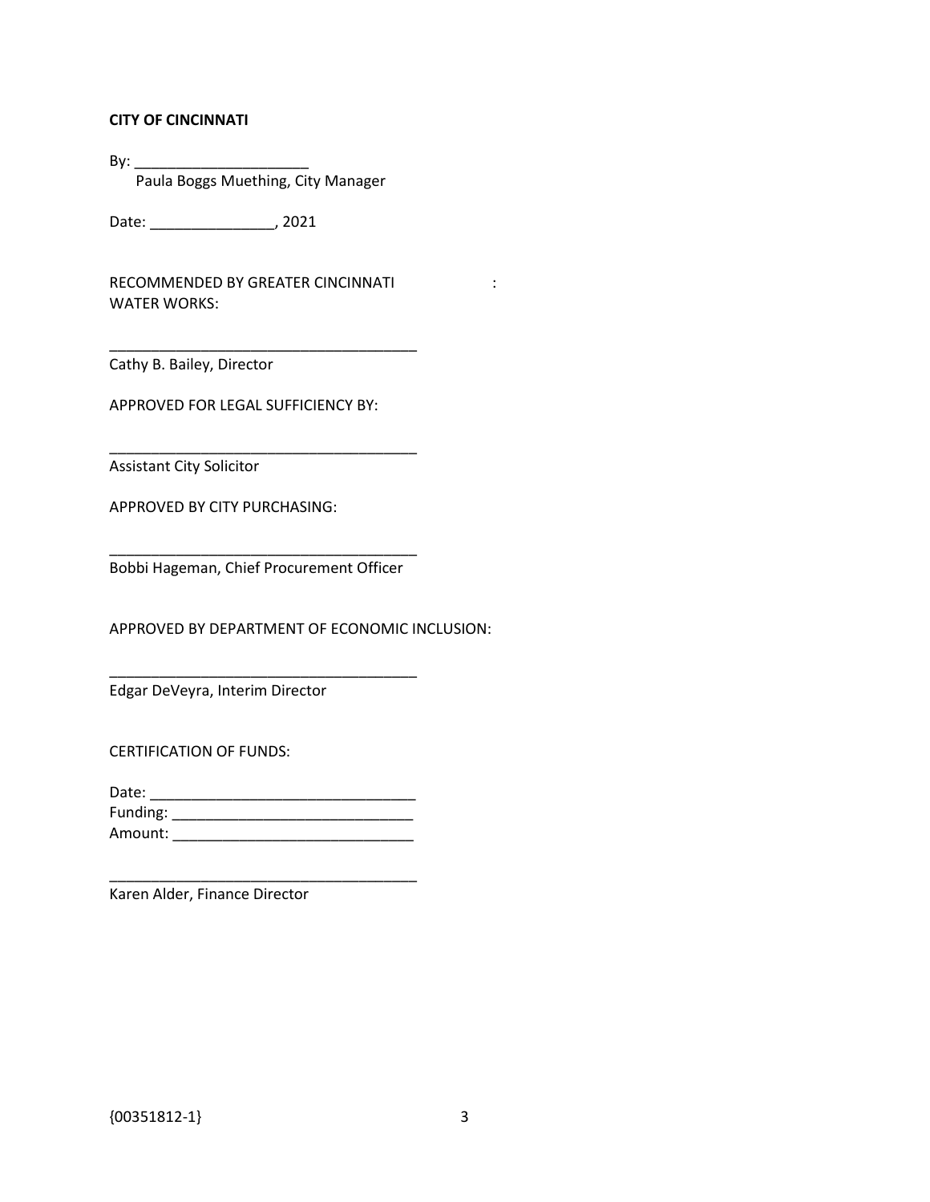**CITY OF CINCINNATI**

By: _____________________
Paula Boggs Muething, City Manager

Date: _______________, 2021

RECOMMENDED BY GREATER CINCINNATI :
WATER WORKS:

______________________________________
Cathy B. Bailey, Director

APPROVED FOR LEGAL SUFFICIENCY BY:

______________________________________
Assistant City Solicitor

APPROVED BY CITY PURCHASING:

______________________________________
Bobbi Hageman, Chief Procurement Officer

APPROVED BY DEPARTMENT OF ECONOMIC INCLUSION:

______________________________________
Edgar DeVeyra, Interim Director

CERTIFICATION OF FUNDS:

Date: ________________________________
Funding: _____________________________
Amount: _____________________________

______________________________________
Karen Alder, Finance Director

{00351812-1}